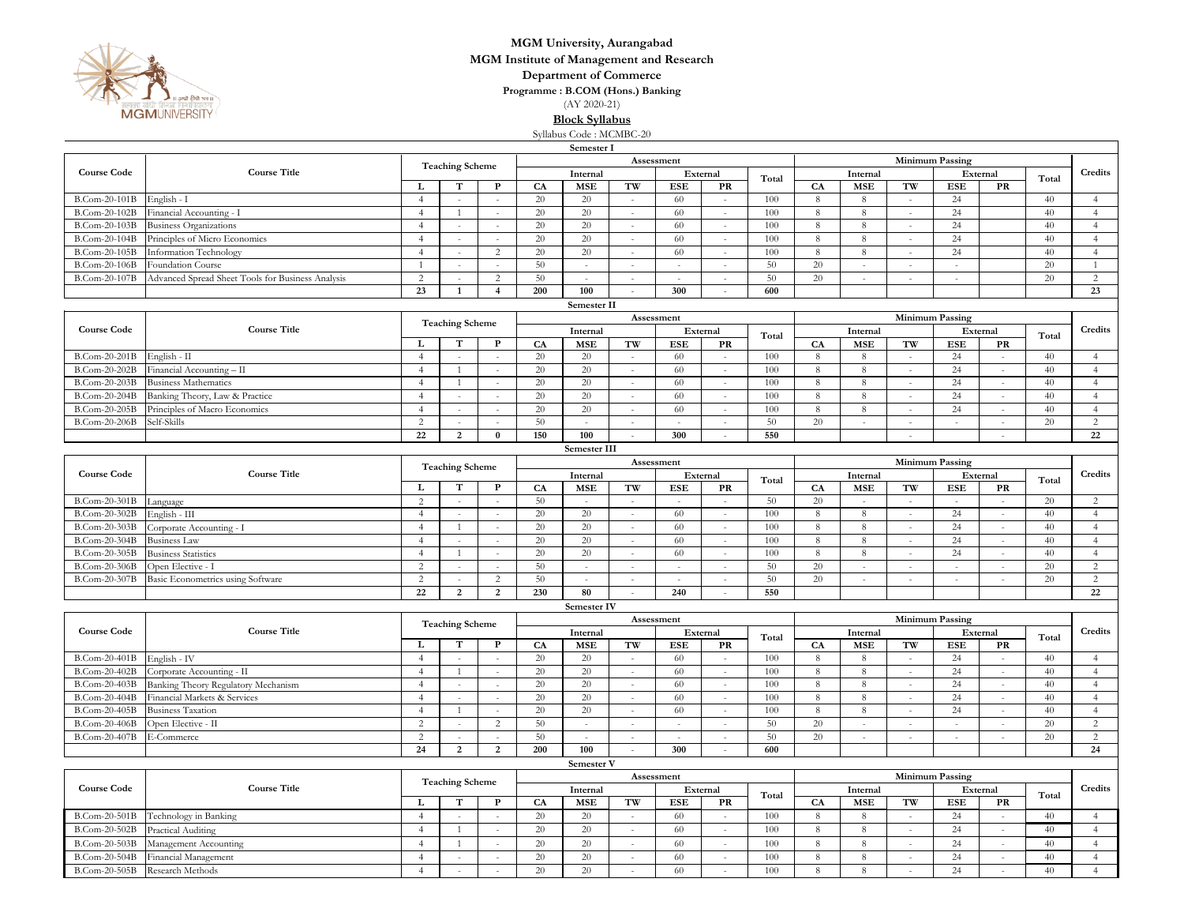# MGM University, Aurangabad

## MGM Institute of Management and Research

### Department of Commerce

**Programme : B.COM (Hons.) Banking**

(AY 2020-21)

**Block Syllabus**

Syllabus Code : MCMBC-20

**Semester I**

| Course Code | Course Title | Teaching Scheme | | | Assessment | | | | | | Minimum Passing | | | | | | Credits |
|---|---|---|---|---|---|---|---|---|---|---|---|---|---|---|---|---|---|
| | | | | | Internal | | | External | | Total | Internal | | | External | | Total | |
| | | L | T | P | CA | MSE | TW | ESE | PR | | CA | MSE | TW | ESE | PR | | |
| B.Com-20-101B | English - I | 4 | - | - | 20 | 20 | - | 60 | - | 100 | 8 | 8 | - | 24 | | 40 | 4 |
| B.Com-20-102B | Financial Accounting - I | 4 | 1 | - | 20 | 20 | - | 60 | - | 100 | 8 | 8 | - | 24 | | 40 | 4 |
| B.Com-20-103B | Business Organizations | 4 | - | - | 20 | 20 | - | 60 | - | 100 | 8 | 8 | - | 24 | | 40 | 4 |
| B.Com-20-104B | Principles of Micro Economics | 4 | - | - | 20 | 20 | - | 60 | - | 100 | 8 | 8 | - | 24 | | 40 | 4 |
| B.Com-20-105B | Information Technology | 4 | - | 2 | 20 | 20 | - | 60 | - | 100 | 8 | 8 | - | 24 | | 40 | 4 |
| B.Com-20-106B | Foundation Course | 1 | - | - | 50 | - | - | - | - | 50 | 20 | - | - | - | | 20 | 1 |
| B.Com-20-107B | Advanced Spread Sheet Tools for Business Analysis | 2 | - | 2 | 50 | - | - | - | - | 50 | 20 | - | - | - | | 20 | 2 |
| | | **23** | **1** | **4** | **200** | **100** | - | **300** | - | **600** | | | | | | | **23** |

**Semester II**

| Course Code | Course Title | Teaching Scheme | | | Assessment | | | | | | Minimum Passing | | | | | | Credits |
|---|---|---|---|---|---|---|---|---|---|---|---|---|---|---|---|---|---|
| | | | | | Internal | | | External | | Total | Internal | | | External | | Total | |
| | | L | T | P | CA | MSE | TW | ESE | PR | | CA | MSE | TW | ESE | PR | | |
| B.Com-20-201B | English - II | 4 | - | - | 20 | 20 | - | 60 | - | 100 | 8 | 8 | - | 24 | - | 40 | 4 |
| B.Com-20-202B | Financial Accounting – II | 4 | 1 | - | 20 | 20 | - | 60 | - | 100 | 8 | 8 | - | 24 | - | 40 | 4 |
| B.Com-20-203B | Business Mathematics | 4 | 1 | - | 20 | 20 | - | 60 | - | 100 | 8 | 8 | - | 24 | - | 40 | 4 |
| B.Com-20-204B | Banking Theory, Law & Practice | 4 | - | - | 20 | 20 | - | 60 | - | 100 | 8 | 8 | - | 24 | - | 40 | 4 |
| B.Com-20-205B | Principles of Macro Economics | 4 | - | - | 20 | 20 | - | 60 | - | 100 | 8 | 8 | - | 24 | - | 40 | 4 |
| B.Com-20-206B | Self-Skills | 2 | - | - | 50 | - | - | - | - | 50 | 20 | - | - | - | - | 20 | 2 |
| | | **22** | **2** | **0** | **150** | **100** | - | **300** | - | **550** | | | - | | - | | **22** |

**Semester III**

| Course Code | Course Title | Teaching Scheme | | | Assessment | | | | | | Minimum Passing | | | | | | Credits |
|---|---|---|---|---|---|---|---|---|---|---|---|---|---|---|---|---|---|
| | | | | | Internal | | | External | | Total | Internal | | | External | | Total | |
| | | L | T | P | CA | MSE | TW | ESE | PR | | CA | MSE | TW | ESE | PR | | |
| B.Com-20-301B | Language | 2 | - | - | 50 | - | - | - | - | 50 | 20 | - | - | - | - | 20 | 2 |
| B.Com-20-302B | English - III | 4 | - | - | 20 | 20 | - | 60 | - | 100 | 8 | 8 | - | 24 | - | 40 | 4 |
| B.Com-20-303B | Corporate Accounting - I | 4 | 1 | - | 20 | 20 | - | 60 | - | 100 | 8 | 8 | - | 24 | - | 40 | 4 |
| B.Com-20-304B | Business Law | 4 | - | - | 20 | 20 | - | 60 | - | 100 | 8 | 8 | - | 24 | - | 40 | 4 |
| B.Com-20-305B | Business Statistics | 4 | 1 | - | 20 | 20 | - | 60 | - | 100 | 8 | 8 | - | 24 | - | 40 | 4 |
| B.Com-20-306B | Open Elective - I | 2 | - | - | 50 | - | - | - | - | 50 | 20 | - | - | - | - | 20 | 2 |
| B.Com-20-307B | Basic Econometrics using Software | 2 | - | 2 | 50 | - | - | - | - | 50 | 20 | - | - | - | - | 20 | 2 |
| | | **22** | **2** | **2** | **230** | **80** | - | **240** | - | **550** | | | | | | | **22** |

**Semester IV**

| Course Code | Course Title | Teaching Scheme | | | Assessment | | | | | | Minimum Passing | | | | | | Credits |
|---|---|---|---|---|---|---|---|---|---|---|---|---|---|---|---|---|---|
| | | | | | Internal | | | External | | Total | Internal | | | External | | Total | |
| | | L | T | P | CA | MSE | TW | ESE | PR | | CA | MSE | TW | ESE | PR | | |
| B.Com-20-401B | English - IV | 4 | - | - | 20 | 20 | - | 60 | - | 100 | 8 | 8 | - | 24 | - | 40 | 4 |
| B.Com-20-402B | Corporate Accounting - II | 4 | 1 | - | 20 | 20 | - | 60 | - | 100 | 8 | 8 | - | 24 | - | 40 | 4 |
| B.Com-20-403B | Banking Theory Regulatory Mechanism | 4 | - | - | 20 | 20 | - | 60 | - | 100 | 8 | 8 | - | 24 | - | 40 | 4 |
| B.Com-20-404B | Financial Markets & Services | 4 | - | - | 20 | 20 | - | 60 | - | 100 | 8 | 8 | - | 24 | - | 40 | 4 |
| B.Com-20-405B | Business Taxation | 4 | 1 | - | 20 | 20 | - | 60 | - | 100 | 8 | 8 | - | 24 | - | 40 | 4 |
| B.Com-20-406B | Open Elective - II | 2 | - | 2 | 50 | - | - | - | - | 50 | 20 | - | - | - | - | 20 | 2 |
| B.Com-20-407B | E-Commerce | 2 | - | - | 50 | - | - | - | - | 50 | 20 | - | - | - | - | 20 | 2 |
| | | **24** | **2** | **2** | **200** | **100** | - | **300** | - | **600** | | | | | | | **24** |

**Semester V**

| Course Code | Course Title | Teaching Scheme | | | Assessment | | | | | | Minimum Passing | | | | | | Credits |
|---|---|---|---|---|---|---|---|---|---|---|---|---|---|---|---|---|---|
| | | | | | Internal | | | External | | Total | Internal | | | External | | Total | |
| | | L | T | P | CA | MSE | TW | ESE | PR | | CA | MSE | TW | ESE | PR | | |
| B.Com-20-501B | Technology in Banking | 4 | - | - | 20 | 20 | - | 60 | - | 100 | 8 | 8 | - | 24 | - | 40 | 4 |
| B.Com-20-502B | Practical Auditing | 4 | 1 | - | 20 | 20 | - | 60 | - | 100 | 8 | 8 | - | 24 | - | 40 | 4 |
| B.Com-20-503B | Management Accounting | 4 | 1 | - | 20 | 20 | - | 60 | - | 100 | 8 | 8 | - | 24 | - | 40 | 4 |
| B.Com-20-504B | Financial Management | 4 | - | - | 20 | 20 | - | 60 | - | 100 | 8 | 8 | - | 24 | - | 40 | 4 |
| B.Com-20-505B | Research Methods | 4 | - | - | 20 | 20 | - | 60 | - | 100 | 8 | 8 | - | 24 | - | 40 | 4 |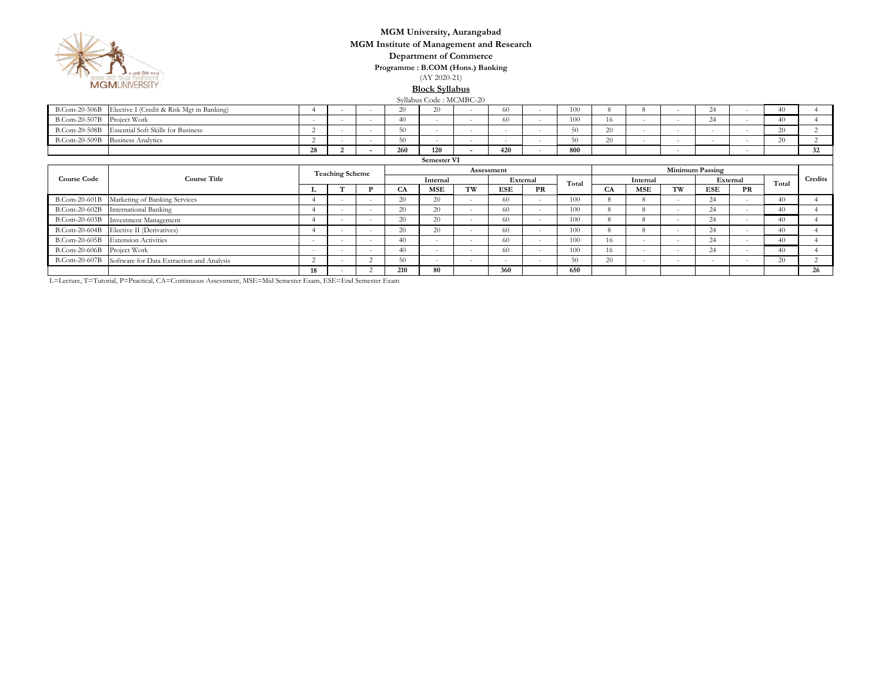# MGM University, Aurangabad

## MGM Institute of Management and Research

### Department of Commerce

**Programme : B.COM (Hons.) Banking**

(AY 2020-21)

**Block Syllabus**

Syllabus Code : MCMBC-20

| Course Code | Course Title | L | T | P | CA | MSE | TW | ESE | PR | Total | CA | MSE | TW | ESE | PR | Total | Credits |
|---|---|---|---|---|---|---|---|---|---|---|---|---|---|---|---|---|---|
| B.Com-20-506B | Elective I (Credit & Risk Mgt in Banking) | 4 | - | - | 20 | 20 | - | 60 | - | 100 | 8 | 8 | - | 24 | - | 40 | 4 |
| B.Com-20-507B | Project Work | - | - | - | 40 | - | - | 60 | - | 100 | 16 | - | - | 24 | - | 40 | 4 |
| B.Com-20-508B | Essential Soft Skills for Business | 2 | - | - | 50 | - | - | - | - | 50 | 20 | - | - | - | - | 20 | 2 |
| B.Com-20-509B | Business Analytics | 2 | - | - | 50 | - | - | - | - | 50 | 20 | - | - | - | - | 20 | 2 |
| | | 28 | 2 | - | 260 | 120 | - | 420 | - | 800 | | | - | | - | | 32 |

**Semester VI**

| Course Code | Course Title | Teaching Scheme | | | Assessment | | | | | | Minimum Passing | | | | | | Credits |
|---|---|---|---|---|---|---|---|---|---|---|---|---|---|---|---|---|---|
| | | | | | Internal | | | External | | Total | Internal | | | External | | Total | |
| | | L | T | P | CA | MSE | TW | ESE | PR | | CA | MSE | TW | ESE | PR | | |
| B.Com-20-601B | Marketing of Banking Services | 4 | - | - | 20 | 20 | - | 60 | - | 100 | 8 | 8 | - | 24 | - | 40 | 4 |
| B.Com-20-602B | International Banking | 4 | - | - | 20 | 20 | - | 60 | - | 100 | 8 | 8 | - | 24 | - | 40 | 4 |
| B.Com-20-603B | Investment Management | 4 | - | - | 20 | 20 | - | 60 | - | 100 | 8 | 8 | - | 24 | - | 40 | 4 |
| B.Com-20-604B | Elective II (Derivatives) | 4 | - | - | 20 | 20 | - | 60 | - | 100 | 8 | 8 | - | 24 | - | 40 | 4 |
| B.Com-20-605B | Extension Activities | - | - | - | 40 | - | - | 60 | - | 100 | 16 | - | - | 24 | - | 40 | 4 |
| B.Com-20-606B | Project Work | - | - | - | 40 | - | - | 60 | - | 100 | 16 | - | - | 24 | - | 40 | 4 |
| B.Com-20-607B | Software for Data Extraction and Analysis | 2 | - | 2 | 50 | - | - | - | - | 50 | 20 | - | - | - | - | 20 | 2 |
| | | 18 | - | 2 | 210 | 80 | | 360 | | 650 | | | | | | | 26 |

L=Lecture, T=Tutorial, P=Practical, CA=Continuous Assessment, MSE=Mid Semester Exam, ESE=End Semester Exam